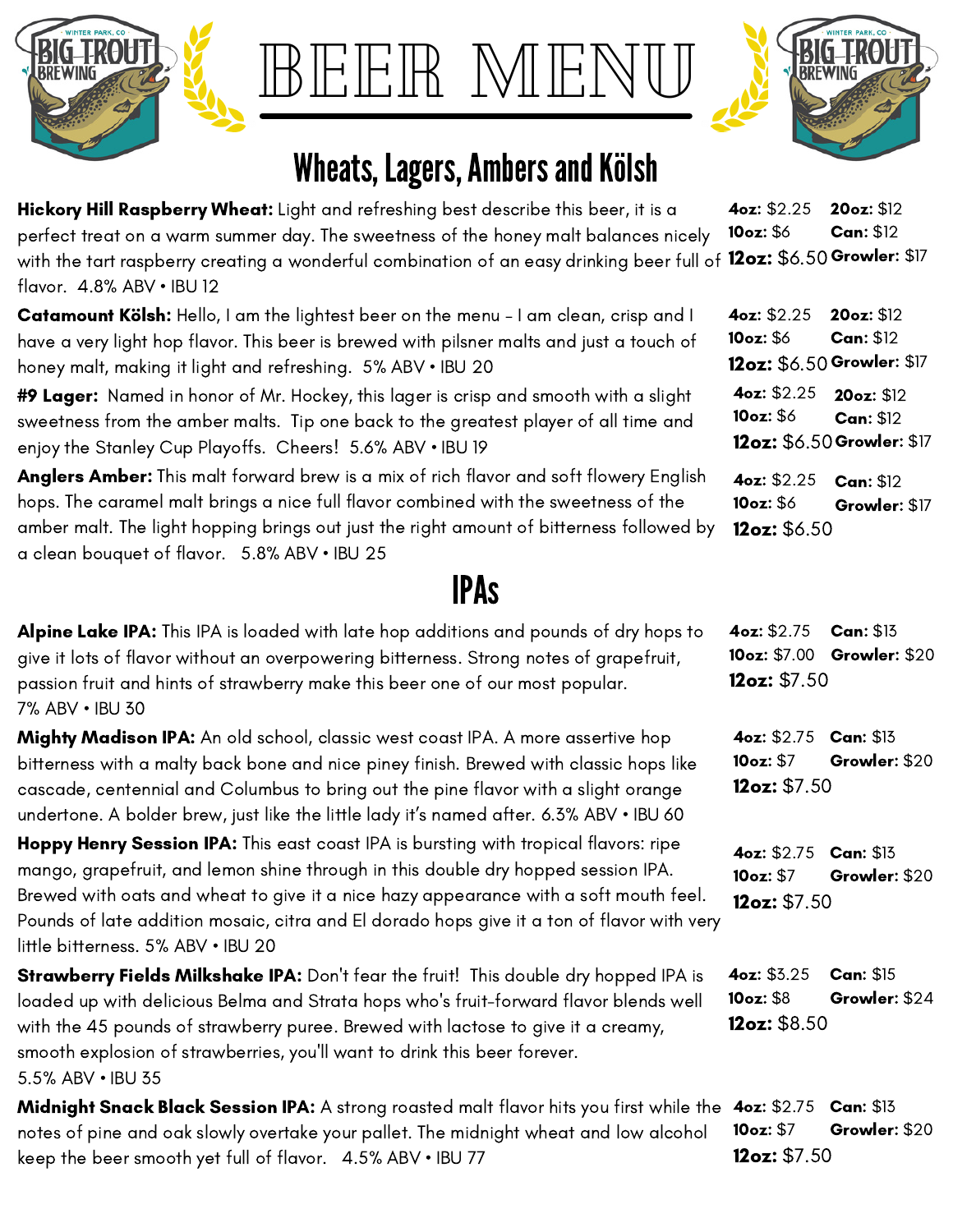# BEER MENU

## Wheats, Lagers, Ambers and Kölsh

**Hickory Hill Raspberry Wheat:** Light and refreshing best describe this beer, it is a perfect treat on a warm summer day. The sweetness of the honey malt balances nicely with the tart raspberry creating a wonderful combination of an easy drinking beer full of flavor. 4.8% ABV • IBU 12

**4oz:** $2.25 **20oz:** $12
**10oz:** $6 **Can:** $12
**12oz:** $6.50 **Growler:** $17

**Catamount Kölsh:** Hello, I am the lightest beer on the menu - I am clean, crisp and I have a very light hop flavor. This beer is brewed with pilsner malts and just a touch of honey malt, making it light and refreshing. 5% ABV • IBU 20

**4oz:** $2.25 **20oz:** $12
**10oz:** $6 **Can:** $12
**12oz:** $6.50 **Growler:** $17

**#9 Lager:** Named in honor of Mr. Hockey, this lager is crisp and smooth with a slight sweetness from the amber malts. Tip one back to the greatest player of all time and enjoy the Stanley Cup Playoffs. Cheers! 5.6% ABV • IBU 19

**4oz:** $2.25 **20oz:** $12
**10oz:** $6 **Can:** $12
**12oz:** $6.50 **Growler:** $17

**Anglers Amber:** This malt forward brew is a mix of rich flavor and soft flowery English hops. The caramel malt brings a nice full flavor combined with the sweetness of the amber malt. The light hopping brings out just the right amount of bitterness followed by a clean bouquet of flavor. 5.8% ABV • IBU 25

**4oz:** $2.25 **Can:** $12
**10oz:** $6 **Growler:** $17
**12oz:** $6.50

## IPAs

**Alpine Lake IPA:** This IPA is loaded with late hop additions and pounds of dry hops to give it lots of flavor without an overpowering bitterness. Strong notes of grapefruit, passion fruit and hints of strawberry make this beer one of our most popular. 7% ABV • IBU 30

**4oz:** $2.75 **Can:** $13
**10oz:** $7.00 **Growler:** $20
**12oz:** $7.50

**Mighty Madison IPA:** An old school, classic west coast IPA. A more assertive hop bitterness with a malty back bone and nice piney finish. Brewed with classic hops like cascade, centennial and Columbus to bring out the pine flavor with a slight orange undertone. A bolder brew, just like the little lady it's named after. 6.3% ABV • IBU 60

**4oz:** $2.75 **Can:** $13
**10oz:** $7 **Growler:** $20
**12oz:** $7.50

**Hoppy Henry Session IPA:** This east coast IPA is bursting with tropical flavors: ripe mango, grapefruit, and lemon shine through in this double dry hopped session IPA. Brewed with oats and wheat to give it a nice hazy appearance with a soft mouth feel. Pounds of late addition mosaic, citra and El dorado hops give it a ton of flavor with very little bitterness. 5% ABV • IBU 20

**4oz:** $2.75 **Can:** $13
**10oz:** $7 **Growler:** $20
**12oz:** $7.50

**Strawberry Fields Milkshake IPA:** Don't fear the fruit! This double dry hopped IPA is loaded up with delicious Belma and Strata hops who's fruit-forward flavor blends well with the 45 pounds of strawberry puree. Brewed with lactose to give it a creamy, smooth explosion of strawberries, you'll want to drink this beer forever. 5.5% ABV • IBU 35

**4oz:** $3.25 **Can:** $15
**10oz:** $8 **Growler:** $24
**12oz:** $8.50

**Midnight Snack Black Session IPA:** A strong roasted malt flavor hits you first while the notes of pine and oak slowly overtake your pallet. The midnight wheat and low alcohol keep the beer smooth yet full of flavor. 4.5% ABV • IBU 77

**4oz:** $2.75 **Can:** $13
**10oz:** $7 **Growler:** $20
**12oz:** $7.50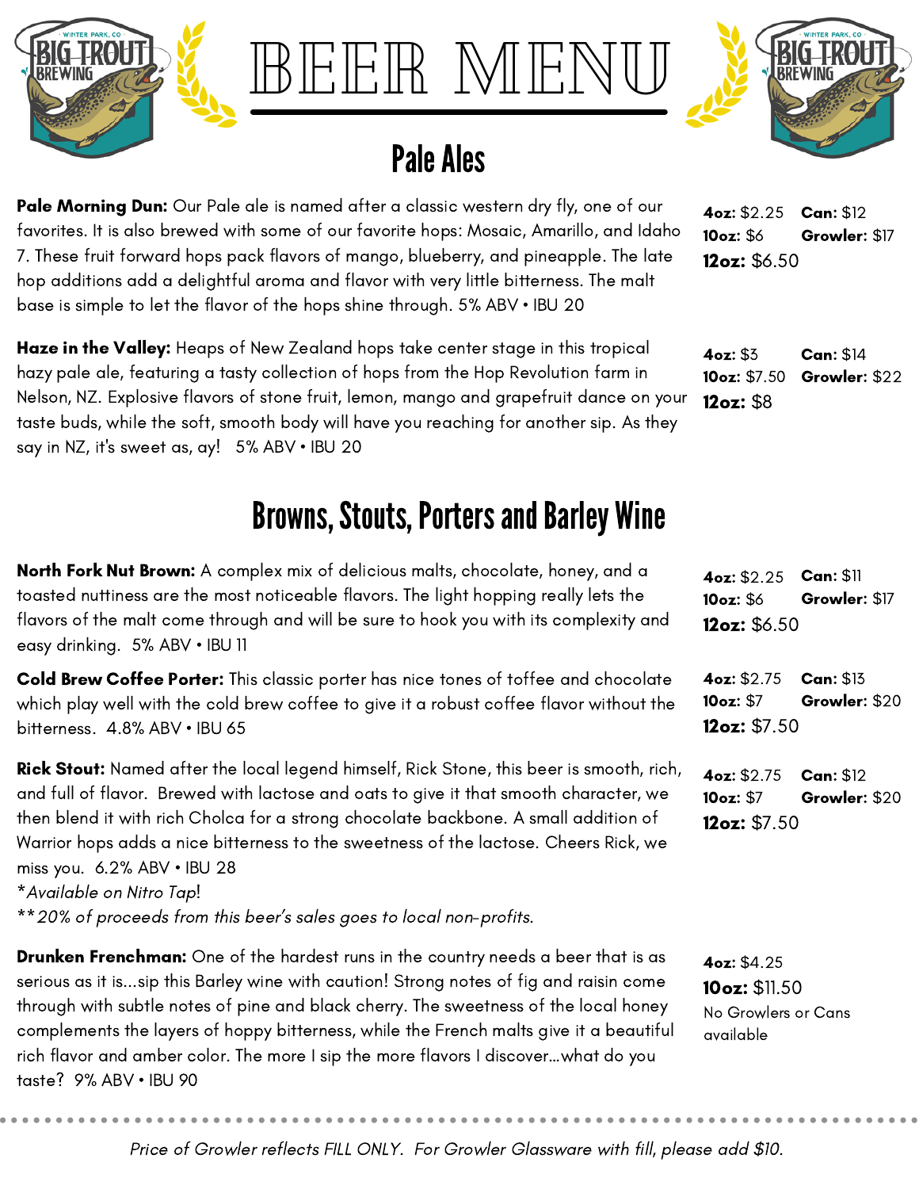# BEER MENU

## Pale Ales

**Pale Morning Dun:** Our Pale ale is named after a classic western dry fly, one of our favorites. It is also brewed with some of our favorite hops: Mosaic, Amarillo, and Idaho 7. These fruit forward hops pack flavors of mango, blueberry, and pineapple. The late hop additions add a delightful aroma and flavor with very little bitterness. The malt base is simple to let the flavor of the hops shine through. 5% ABV • IBU 20

**4oz:** $2.25 **Can:** $12
**10oz:** $6 **Growler:** $17
**12oz:** $6.50

**Haze in the Valley:** Heaps of New Zealand hops take center stage in this tropical hazy pale ale, featuring a tasty collection of hops from the Hop Revolution farm in Nelson, NZ. Explosive flavors of stone fruit, lemon, mango and grapefruit dance on your taste buds, while the soft, smooth body will have you reaching for another sip. As they say in NZ, it's sweet as, ay! 5% ABV • IBU 20

**4oz:** $3 **Can:** $14
**10oz:** $7.50 **Growler:** $22
**12oz:** $8

## Browns, Stouts, Porters and Barley Wine

**North Fork Nut Brown:** A complex mix of delicious malts, chocolate, honey, and a toasted nuttiness are the most noticeable flavors. The light hopping really lets the flavors of the malt come through and will be sure to hook you with its complexity and easy drinking. 5% ABV • IBU 11

**4oz:** $2.25 **Can:** $11
**10oz:** $6 **Growler:** $17
**12oz:** $6.50

**Cold Brew Coffee Porter:** This classic porter has nice tones of toffee and chocolate which play well with the cold brew coffee to give it a robust coffee flavor without the bitterness. 4.8% ABV • IBU 65

**4oz:** $2.75 **Can:** $13
**10oz:** $7 **Growler:** $20
**12oz:** $7.50

**Rick Stout:** Named after the local legend himself, Rick Stone, this beer is smooth, rich, and full of flavor. Brewed with lactose and oats to give it that smooth character, we then blend it with rich Cholca for a strong chocolate backbone. A small addition of Warrior hops adds a nice bitterness to the sweetness of the lactose. Cheers Rick, we miss you. 6.2% ABV • IBU 28
**Available on Nitro Tap!*
***20% of proceeds from this beer's sales goes to local non-profits.*

**4oz:** $2.75 **Can:** $12
**10oz:** $7 **Growler:** $20
**12oz:** $7.50

**Drunken Frenchman:** One of the hardest runs in the country needs a beer that is as serious as it is...sip this Barley wine with caution! Strong notes of fig and raisin come through with subtle notes of pine and black cherry. The sweetness of the local honey complements the layers of hoppy bitterness, while the French malts give it a beautiful rich flavor and amber color. The more I sip the more flavors I discover...what do you taste? 9% ABV • IBU 90

**4oz:** $4.25
**10oz:** $11.50
No Growlers or Cans available

*Price of Growler reflects FILL ONLY. For Growler Glassware with fill, please add $10.*